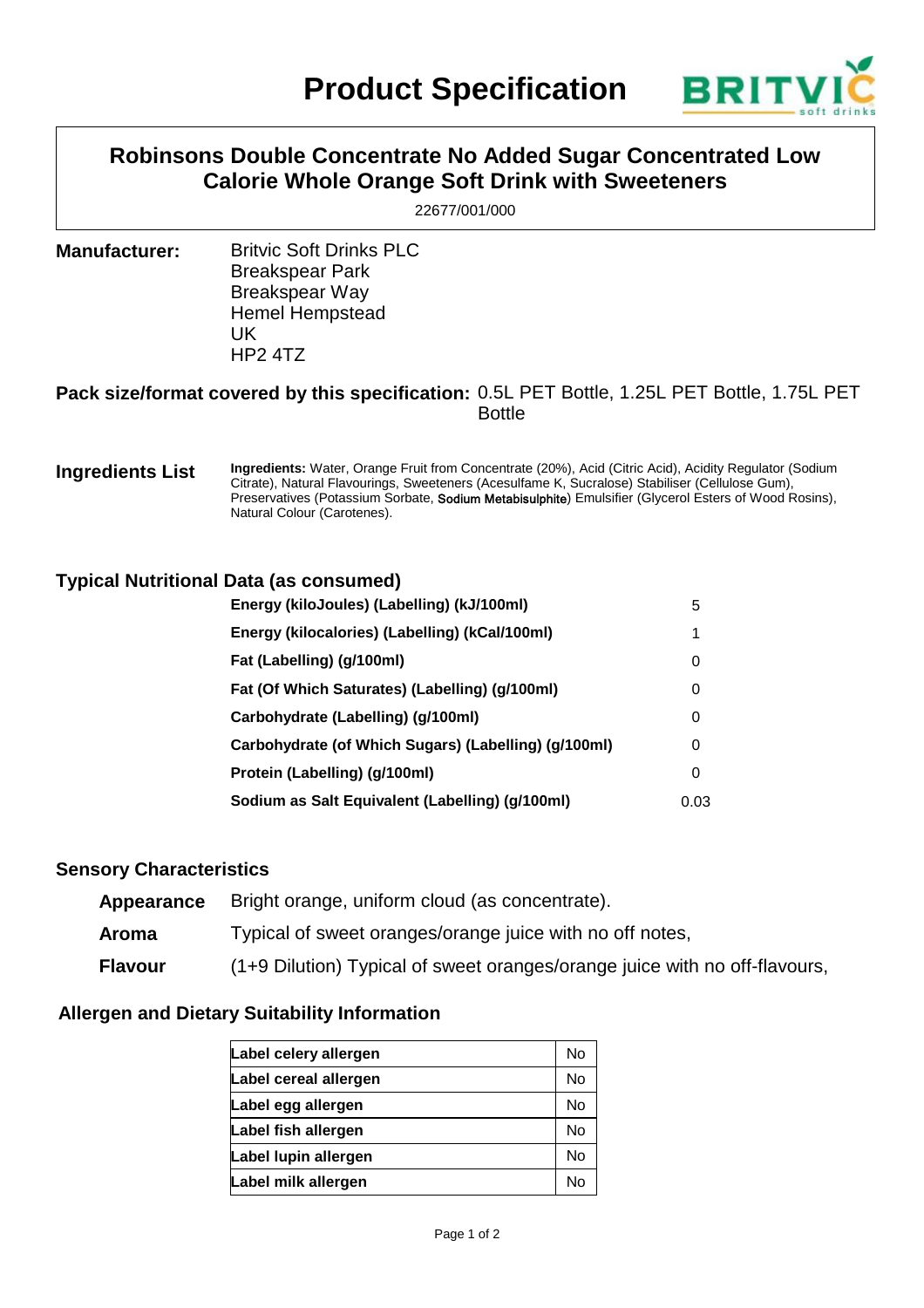# Product Specification

## Robinsons Double Concentrate No Added Sugar Concentrated Low Calorie Whole Orange Soft Drink with Sweeteners

22677/001/000

**Manufacturer:** Britvic Soft Drinks PLC
Breakspear Park
Breakspear Way
Hemel Hempstead
UK
HP2 4TZ

**Pack size/format covered by this specification:** 0.5L PET Bottle, 1.25L PET Bottle, 1.75L PET Bottle

**Ingredients List**

**Ingredients:** Water, Orange Fruit from Concentrate (20%), Acid (Citric Acid), Acidity Regulator (Sodium Citrate), Natural Flavourings, Sweeteners (Acesulfame K, Sucralose) Stabiliser (Cellulose Gum), Preservatives (Potassium Sorbate, **Sodium Metabisulphite**) Emulsifier (Glycerol Esters of Wood Rosins), Natural Colour (Carotenes).

### Typical Nutritional Data (as consumed)

| Nutrient | Value |
|---|---|
| **Energy (kiloJoules) (Labelling) (kJ/100ml)** | 5 |
| **Energy (kilocalories) (Labelling) (kCal/100ml)** | 1 |
| **Fat (Labelling) (g/100ml)** | 0 |
| **Fat (Of Which Saturates) (Labelling) (g/100ml)** | 0 |
| **Carbohydrate (Labelling) (g/100ml)** | 0 |
| **Carbohydrate (of Which Sugars) (Labelling) (g/100ml)** | 0 |
| **Protein (Labelling) (g/100ml)** | 0 |
| **Sodium as Salt Equivalent (Labelling) (g/100ml)** | 0.03 |

### Sensory Characteristics

**Appearance** Bright orange, uniform cloud (as concentrate).

**Aroma** Typical of sweet oranges/orange juice with no off notes,

**Flavour** (1+9 Dilution) Typical of sweet oranges/orange juice with no off-flavours,

### Allergen and Dietary Suitability Information

| Allergen | |
|---|---|
| **Label celery allergen** | No |
| **Label cereal allergen** | No |
| **Label egg allergen** | No |
| **Label fish allergen** | No |
| **Label lupin allergen** | No |
| **Label milk allergen** | No |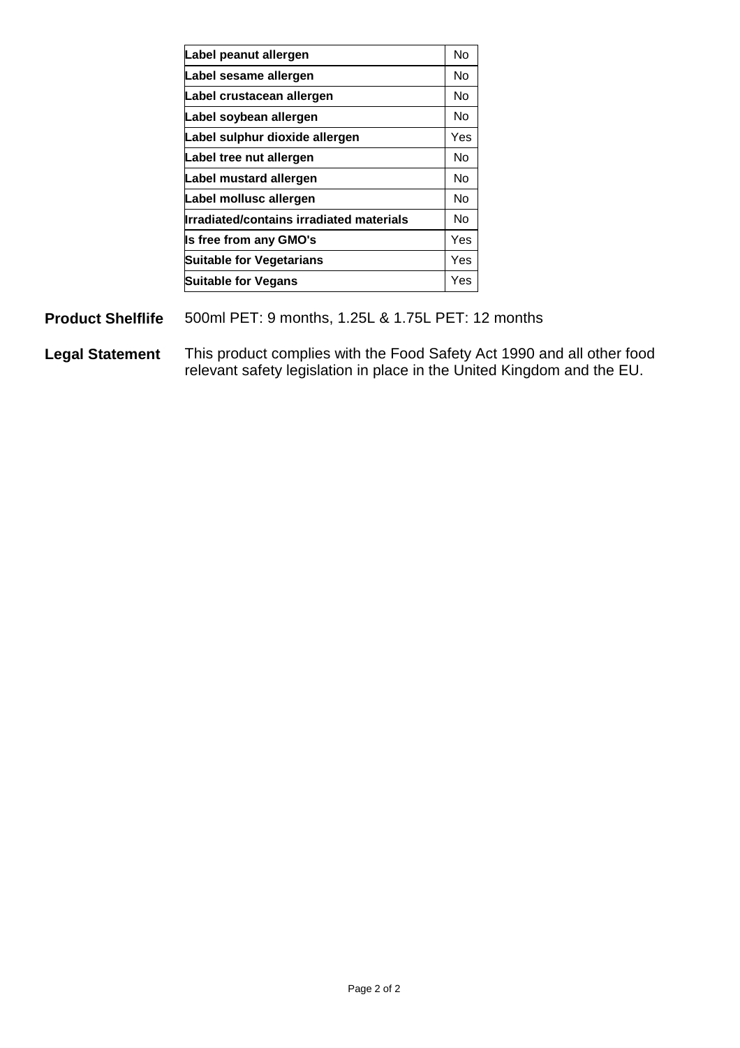| | |
|---|---|
| **Label peanut allergen** | No |
| **Label sesame allergen** | No |
| **Label crustacean allergen** | No |
| **Label soybean allergen** | No |
| **Label sulphur dioxide allergen** | Yes |
| **Label tree nut allergen** | No |
| **Label mustard allergen** | No |
| **Label mollusc allergen** | No |
| **Irradiated/contains irradiated materials** | No |
| **Is free from any GMO's** | Yes |
| **Suitable for Vegetarians** | Yes |
| **Suitable for Vegans** | Yes |

**Product Shelflife** 500ml PET: 9 months, 1.25L & 1.75L PET: 12 months

**Legal Statement** This product complies with the Food Safety Act 1990 and all other food relevant safety legislation in place in the United Kingdom and the EU.